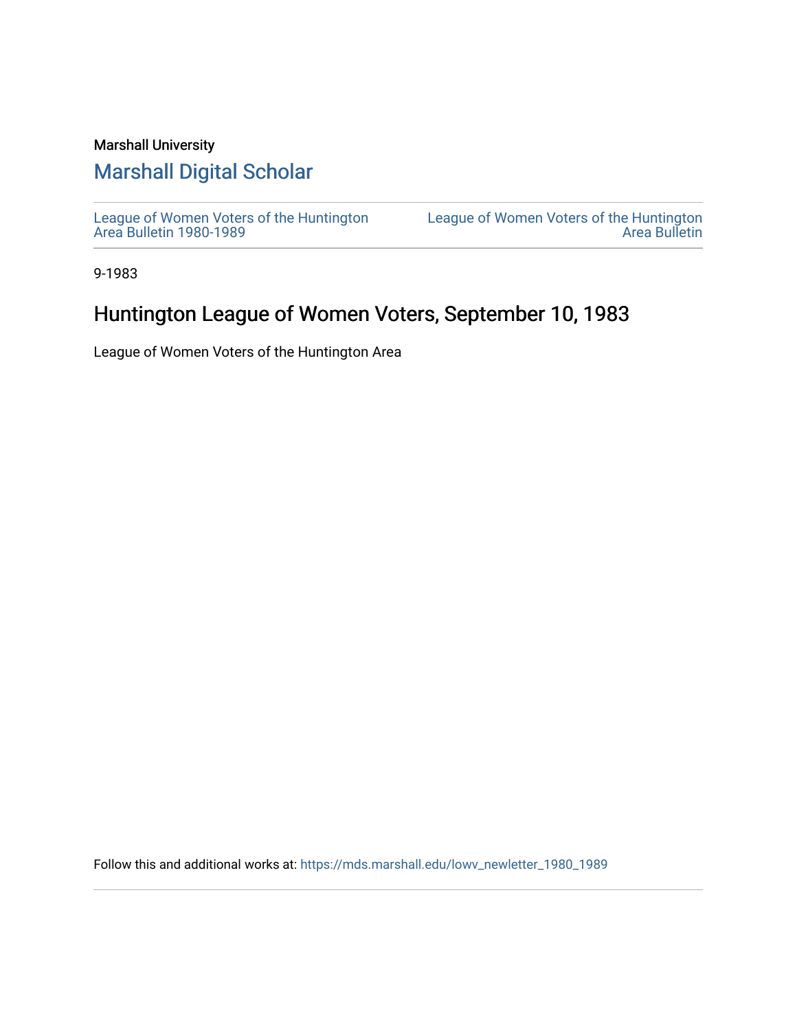Marshall University

# Marshall Digital Scholar

League of Women Voters of the Huntington Area Bulletin 1980-1989

League of Women Voters of the Huntington Area Bulletin

9-1983

## Huntington League of Women Voters, September 10, 1983

League of Women Voters of the Huntington Area

Follow this and additional works at: https://mds.marshall.edu/lowv_newletter_1980_1989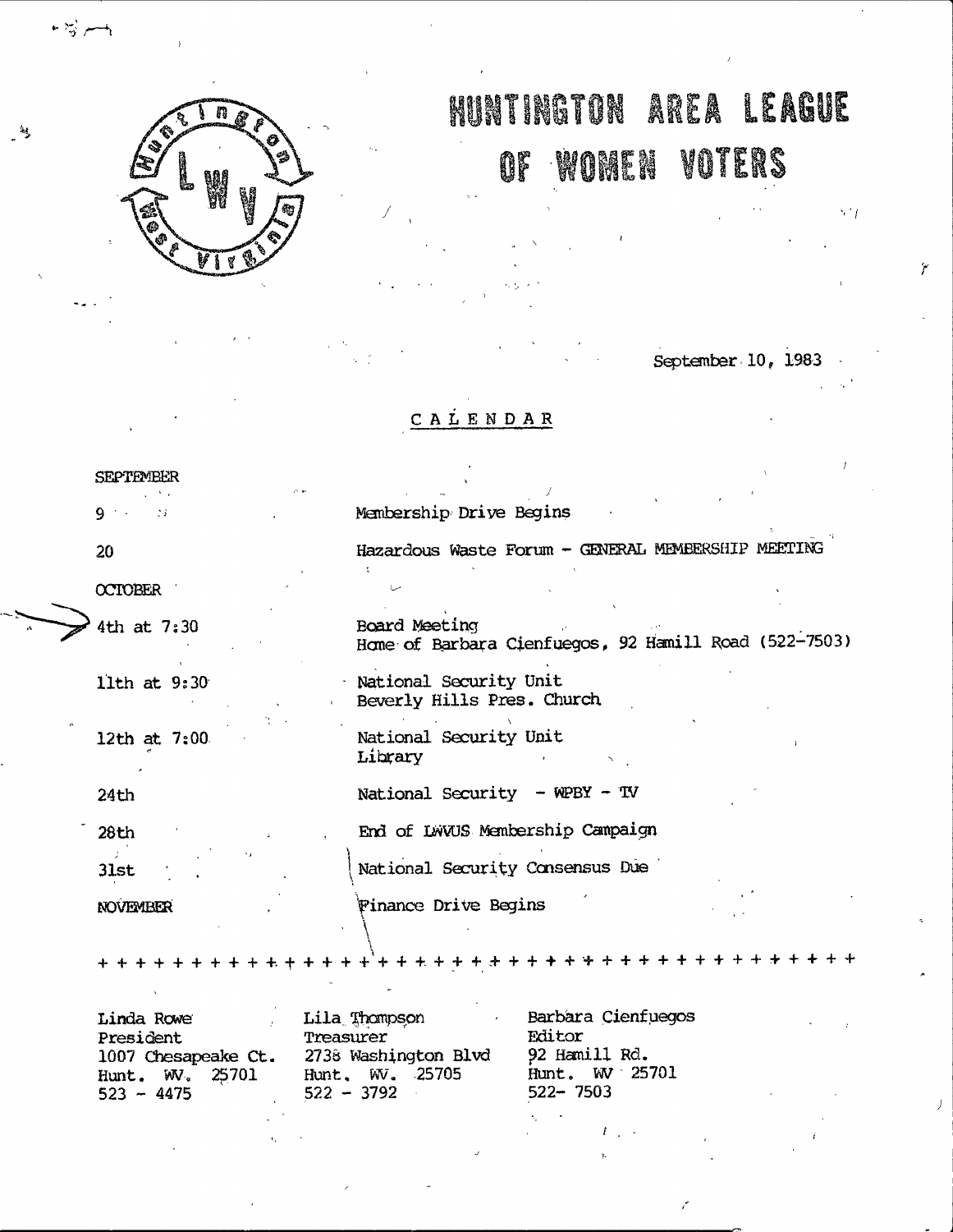# HUNTINGTON AREA LEAGUE OF WOMEN VOTERS

September 10, 1983

## CALENDAR

**SEPTEMBER**

| | |
|---|---|
| 9 | Membership Drive Begins |
| 20 | Hazardous Waste Forum - GENERAL MEMBERSHIP MEETING |

**OCTOBER**

| | |
|---|---|
| 4th at 7:30 | Board Meeting<br>Home of Barbara Cienfuegos, 92 Hamill Road (522-7503) |
| 11th at 9:30 | National Security Unit<br>Beverly Hills Pres. Church |
| 12th at 7:00 | National Security Unit<br>Library |
| 24th | National Security - WPBY - TV |
| 28th | End of LWVUS Membership Campaign |
| 31st | National Security Consensus Due |

**NOVEMBER**

| | |
|---|---|
| | Finance Drive Begins |

+ + + + + + + + + + + + + + + + + + + + + + + + + + + + + + + + + + + + + + + + + + + +

Linda Rowe
President
1007 Chesapeake Ct.
Hunt. WV. 25701
523 - 4475

Lila Thompson
Treasurer
2738 Washington Blvd
Hunt. WV. 25705
522 - 3792

Barbara Cienfuegos
Editor
92 Hamill Rd.
Hunt. WV 25701
522- 7503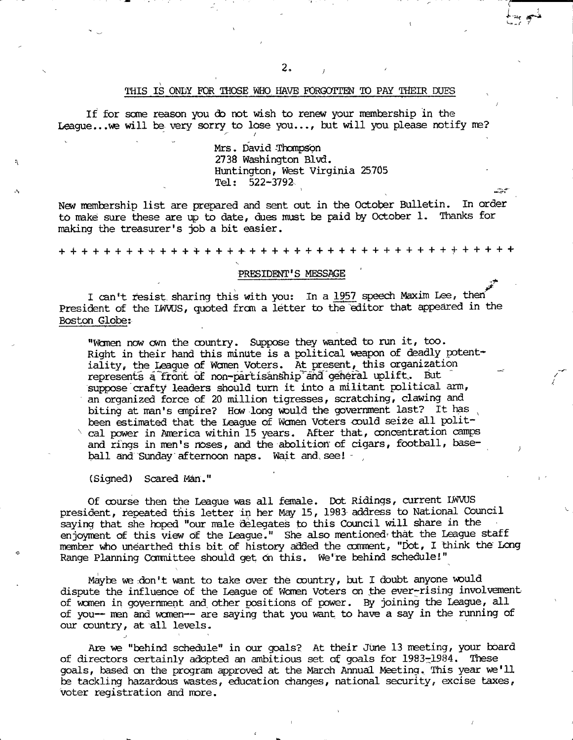## THIS IS ONLY FOR THOSE WHO HAVE FORGOTTEN TO PAY THEIR DUES

If for some reason you do not wish to renew your membership in the League...we will be very sorry to lose you..., but will you please notify me?

> Mrs. David Thompson
> 2738 Washington Blvd.
> Huntington, West Virginia 25705
> Tel: 522-3792

New membership list are prepared and sent out in the October Bulletin. In order to make sure these are up to date, dues must be paid by October 1. Thanks for making the treasurer's job a bit easier.

+ + + + + + + + + + + + + + + + + + + + + + + + + + + + + + + + + + + + + + + + + +

## PRESIDENT'S MESSAGE

I can't resist sharing this with you: In a 1957 speech Maxim Lee, then President of the LWVUS, quoted from a letter to the editor that appeared in the Boston Globe:

> "Women now own the country. Suppose they wanted to run it, too. Right in their hand this minute is a political weapon of deadly potentiality, the League of Women Voters. At present, this organization represents a front of non-partisanship and general uplift. But suppose crafty leaders should turn it into a militant political arm, an organized force of 20 million tigresses, scratching, clawing and biting at man's empire? How long would the government last? It has been estimated that the League of Women Voters could seize all political power in America within 15 years. After that, concentration camps and rings in men's noses, and the abolition of cigars, football, baseball and Sunday afternoon naps. Wait and see!
>
> (Signed) Scared Man."

Of course then the League was all female. Dot Ridings, current LWVUS president, repeated this letter in her May 15, 1983 address to National Council saying that she hoped "our male delegates to this Council will share in the enjoyment of this view of the League." She also mentioned that the League staff member who unearthed this bit of history added the comment, "Dot, I think the Long Range Planning Committee should get on this. We're behind schedule!"

Maybe we don't want to take over the country, but I doubt anyone would dispute the influence of the League of Women Voters on the ever-rising involvement of women in government and other positions of power. By joining the League, all of you-- men and women-- are saying that you want to have a say in the running of our country, at all levels.

Are we "behind schedule" in our goals? At their June 13 meeting, your board of directors certainly adopted an ambitious set of goals for 1983-1984. These goals, based on the program approved at the March Annual Meeting. This year we'll be tackling hazardous wastes, education changes, national security, excise taxes, voter registration and more.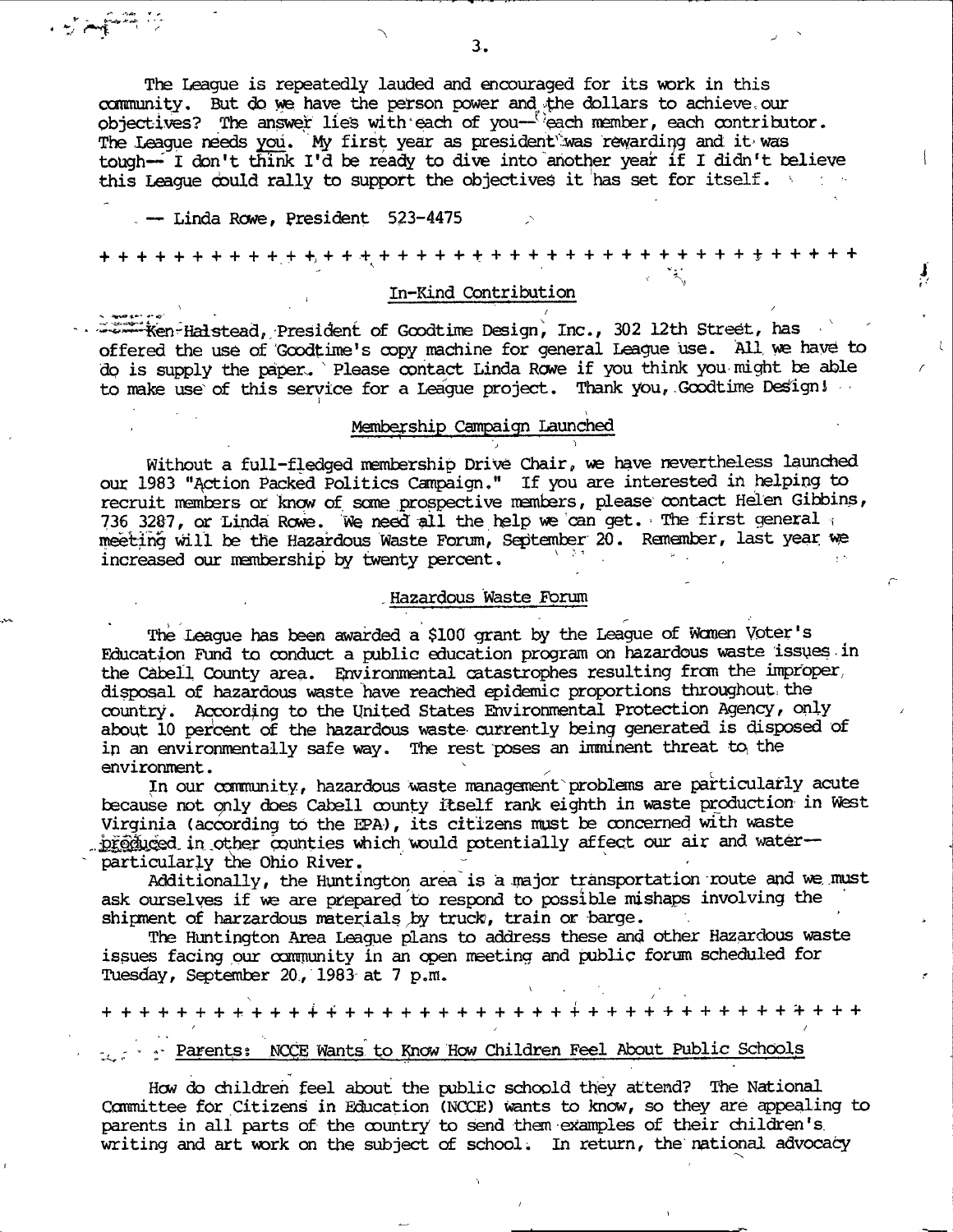The League is repeatedly lauded and encouraged for its work in this community. But do we have the person power and the dollars to achieve our objectives? The answer lies with each of you— each member, each contributor. The League needs you. My first year as president was rewarding and it was tough— I don't think I'd be ready to dive into another year if I didn't believe this League could rally to support the objectives it has set for itself.

— Linda Rowe, President 523-4475

+ + + + + + + + + + + + + + + + + + + + + + + + + + + + + + + + + + + + + + + + + + + +

## In-Kind Contribution

Ken Halstead, President of Goodtime Design, Inc., 302 12th Street, has offered the use of Goodtime's copy machine for general League use. All we have to do is supply the paper. Please contact Linda Rowe if you think you might be able to make use of this service for a League project. Thank you, Goodtime Design!

## Membership Campaign Launched

Without a full-fledged membership Drive Chair, we have nevertheless launched our 1983 "Action Packed Politics Campaign." If you are interested in helping to recruit members or know of some prospective members, please contact Helen Gibbins, 736 3287, or Linda Rowe. We need all the help we can get. The first general meeting will be the Hazardous Waste Forum, September 20. Remember, last year we increased our membership by twenty percent.

## Hazardous Waste Forum

The League has been awarded a $100 grant by the League of Women Voter's Education Fund to conduct a public education program on hazardous waste issues in the Cabell County area. Environmental catastrophes resulting from the improper disposal of hazardous waste have reached epidemic proportions throughout the country. According to the United States Environmental Protection Agency, only about 10 percent of the hazardous waste currently being generated is disposed of in an environmentally safe way. The rest poses an imminent threat to the environment.

In our community, hazardous waste management problems are particularly acute because not only does Cabell county itself rank eighth in waste production in West Virginia (according to the EPA), its citizens must be concerned with waste produced in other counties which would potentially affect our air and water— particularly the Ohio River.

Additionally, the Huntington area is a major transportation route and we must ask ourselves if we are prepared to respond to possible mishaps involving the shipment of harzardous materials by truck, train or barge.

The Huntington Area League plans to address these and other Hazardous waste issues facing our community in an open meeting and public forum scheduled for Tuesday, September 20, 1983 at 7 p.m.

+ + + + + + + + + + + + + + + + + + + + + + + + + + + + + + + + + + + + + + + + + + + +

## Parents: NCCE Wants to Know How Children Feel About Public Schools

How do children feel about the public schoold they attend? The National Committee for Citizens in Education (NCCE) wants to know, so they are appealing to parents in all parts of the country to send them examples of their children's writing and art work on the subject of school. In return, the national advocacy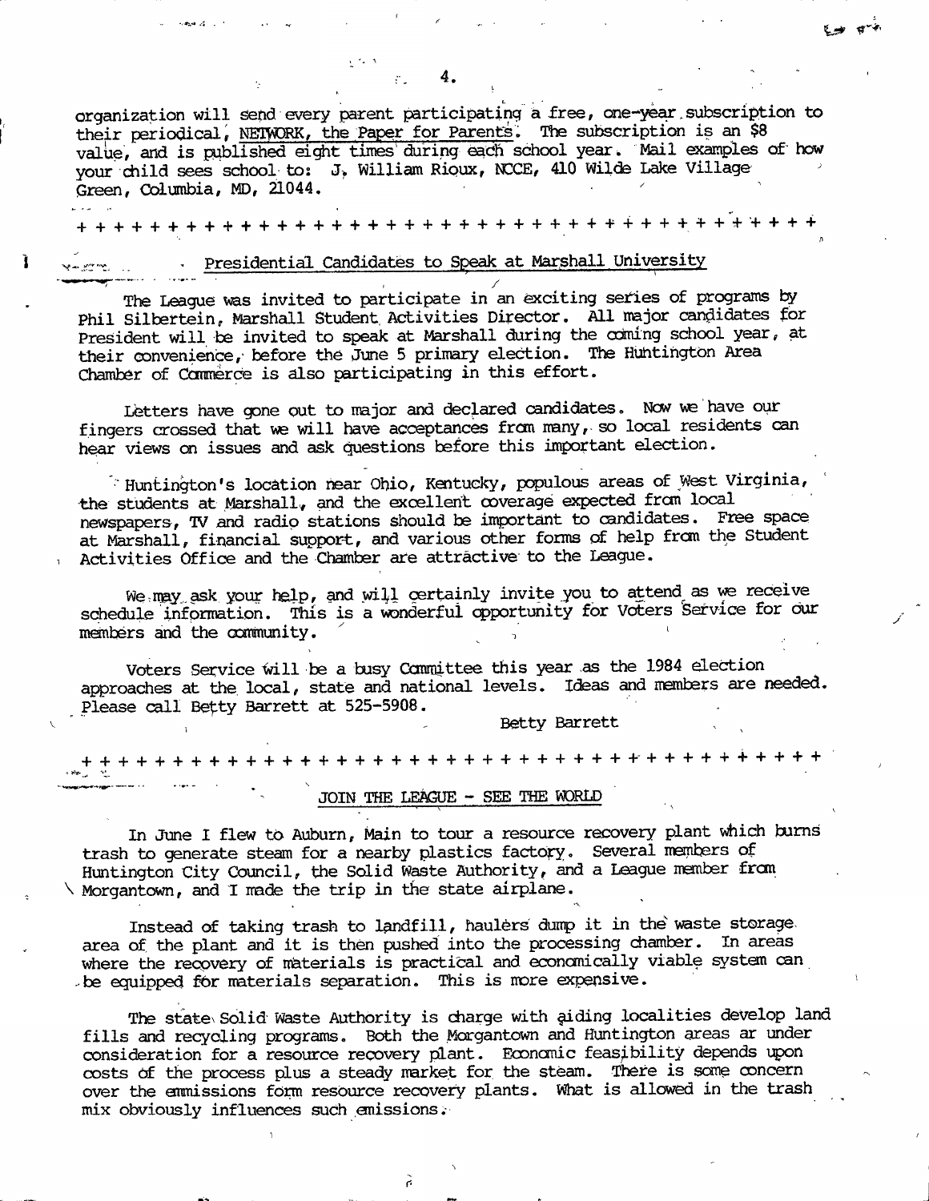organization will send every parent participating a free, one-year subscription to their periodical, NETWORK, the Paper for Parents. The subscription is an $8 value, and is published eight times during each school year. Mail examples of how your child sees school to: J. William Rioux, NCCE, 410 Wilde Lake Village Green, Columbia, MD, 21044.

+ + + + + + + + + + + + + + + + + + + + + + + + + + + + + + + + + + + + + + + + + + + +

## Presidential Candidates to Speak at Marshall University

The League was invited to participate in an exciting series of programs by Phil Silbertein, Marshall Student Activities Director. All major candidates for President will be invited to speak at Marshall during the coming school year, at their convenience, before the June 5 primary election. The Huntington Area Chamber of Commerce is also participating in this effort.

Letters have gone out to major and declared candidates. Now we have our fingers crossed that we will have acceptances from many, so local residents can hear views on issues and ask questions before this important election.

Huntington's location near Ohio, Kentucky, populous areas of West Virginia, the students at Marshall, and the excellent coverage expected from local newspapers, TV and radio stations should be important to candidates. Free space at Marshall, financial support, and various other forms of help from the Student Activities Office and the Chamber are attractive to the League.

We may ask your help, and will certainly invite you to attend as we receive schedule information. This is a wonderful opportunity for Voters Service for our members and the community.

Voters Service will be a busy Committee this year as the 1984 election approaches at the local, state and national levels. Ideas and members are needed. Please call Betty Barrett at 525-5908.

Betty Barrett

+ + + + + + + + + + + + + + + + + + + + + + + + + + + + + + + + + + + + + + + + + + + +

## JOIN THE LEAGUE - SEE THE WORLD

In June I flew to Auburn, Main to tour a resource recovery plant which burns trash to generate steam for a nearby plastics factory. Several members of Huntington City Council, the Solid Waste Authority, and a League member from Morgantown, and I made the trip in the state airplane.

Instead of taking trash to landfill, haulers dump it in the waste storage area of the plant and it is then pushed into the processing chamber. In areas where the recovery of materials is practical and economically viable system can be equipped for materials separation. This is more expensive.

The state Solid Waste Authority is charge with aiding localities develop land fills and recycling programs. Both the Morgantown and Huntington areas ar under consideration for a resource recovery plant. Economic feasibility depends upon costs of the process plus a steady market for the steam. There is some concern over the emmissions form resource recovery plants. What is allowed in the trash mix obviously influences such emissions.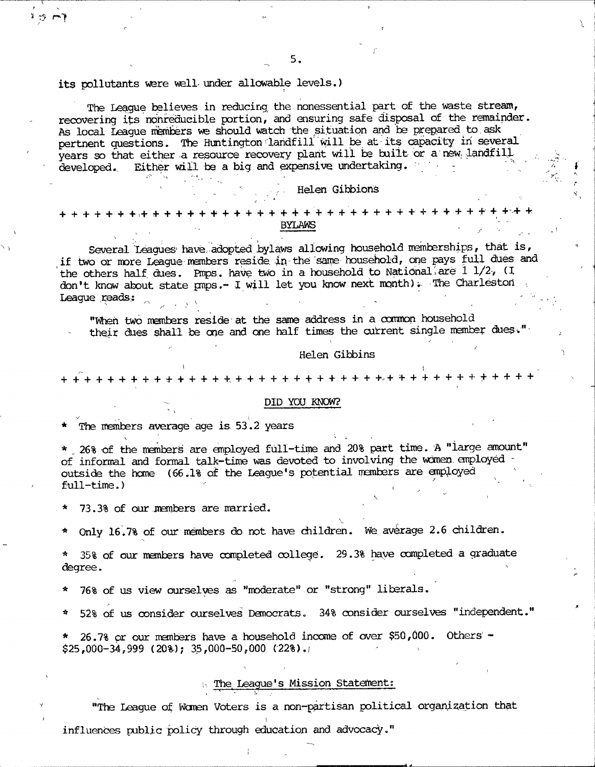its pollutants were well under allowable levels.)

The League believes in reducing the nonessential part of the waste stream, recovering its nonreducible portion, and ensuring safe disposal of the remainder. As local League members we should watch the situation and be prepared to ask pertnent questions. The Huntington landfill will be at its capacity in several years so that either a resource recovery plant will be built or a new landfill developed. Either will be a big and expensive undertaking.

Helen Gibbions

+ + + + + + + + + + + + + + + + + + + + + + + + + + + + + + + + + + + + + + + + + +

BYLAWS

Several Leagues have adopted bylaws allowing household memberships, that is, if two or more League members reside in the same household, one pays full dues and the others half dues. Pmps. have two in a household to National are 1 1/2, (I don't know about state pmps.- I will let you know next month). The Charleston League reads:

"When two members reside at the same address in a common household their dues shall be one and one half times the current single member dues."

Helen Gibbins

+ + + + + + + + + + + + + + + + + + + + + + + + + + + + + + + + + + + + + + + + + + +

DID YOU KNOW?

* The members average age is 53.2 years

* 26% of the members are employed full-time and 20% part time. A "large amount" of informal and formal talk-time was devoted to involving the women employed outside the home (66.1% of the League's potential members are employed full-time.)

* 73.3% of our members are married.

* Only 16.7% of our members do not have children. We average 2.6 children.

* 35% of our members have completed college. 29.3% have completed a graduate degree.

* 76% of us view ourselves as "moderate" or "strong" liberals.

* 52% of us consider ourselves Democrats. 34% consider ourselves "independent."

* 26.7% or our members have a household income of over $50,000. Others - $25,000-34,999 (20%); 35,000-50,000 (22%).

The League's Mission Statement:

"The League of Women Voters is a non-partisan political organization that influences public policy through education and advocacy."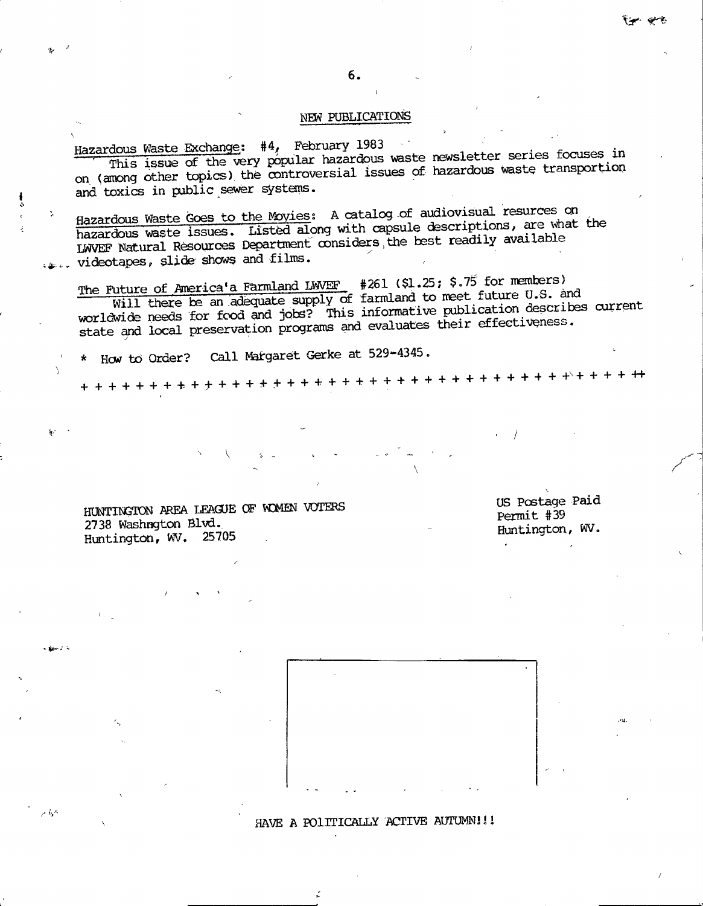## NEW PUBLICATIONS

Hazardous Waste Exchange: #4, February 1983
This issue of the very popular hazardous waste newsletter series focuses in on (among other topics) the controversial issues of hazardous waste transportion and toxics in public sewer systems.

Hazardous Waste Goes to the Movies: A catalog of audiovisual resurces on hazardous waste issues. Listed along with capsule descriptions, are what the LWVEF Natural Resources Department considers the best readily available videotapes, slide shows and films.

The Future of America'a Farmland LWVEF #261 ($1.25; $.75 for members)
Will there be an adequate supply of farmland to meet future U.S. and worldwide needs for food and jobs? This informative publication describes current state and local preservation programs and evaluates their effectiveness.

* How to Order? Call Margaret Gerke at 529-4345.

+ + + + + + + + + + + + + + + + + + + + + + + + + + + + + + + + + + + + + + + + + + + ++

HUNTINGTON AREA LEAGUE OF WOMEN VOTERS
2738 Washngton Blvd.
Huntington, WV. 25705

US Postage Paid
Permit #39
Huntington, WV.

HAVE A POLITICALLY ACTIVE AUTUMN!!!